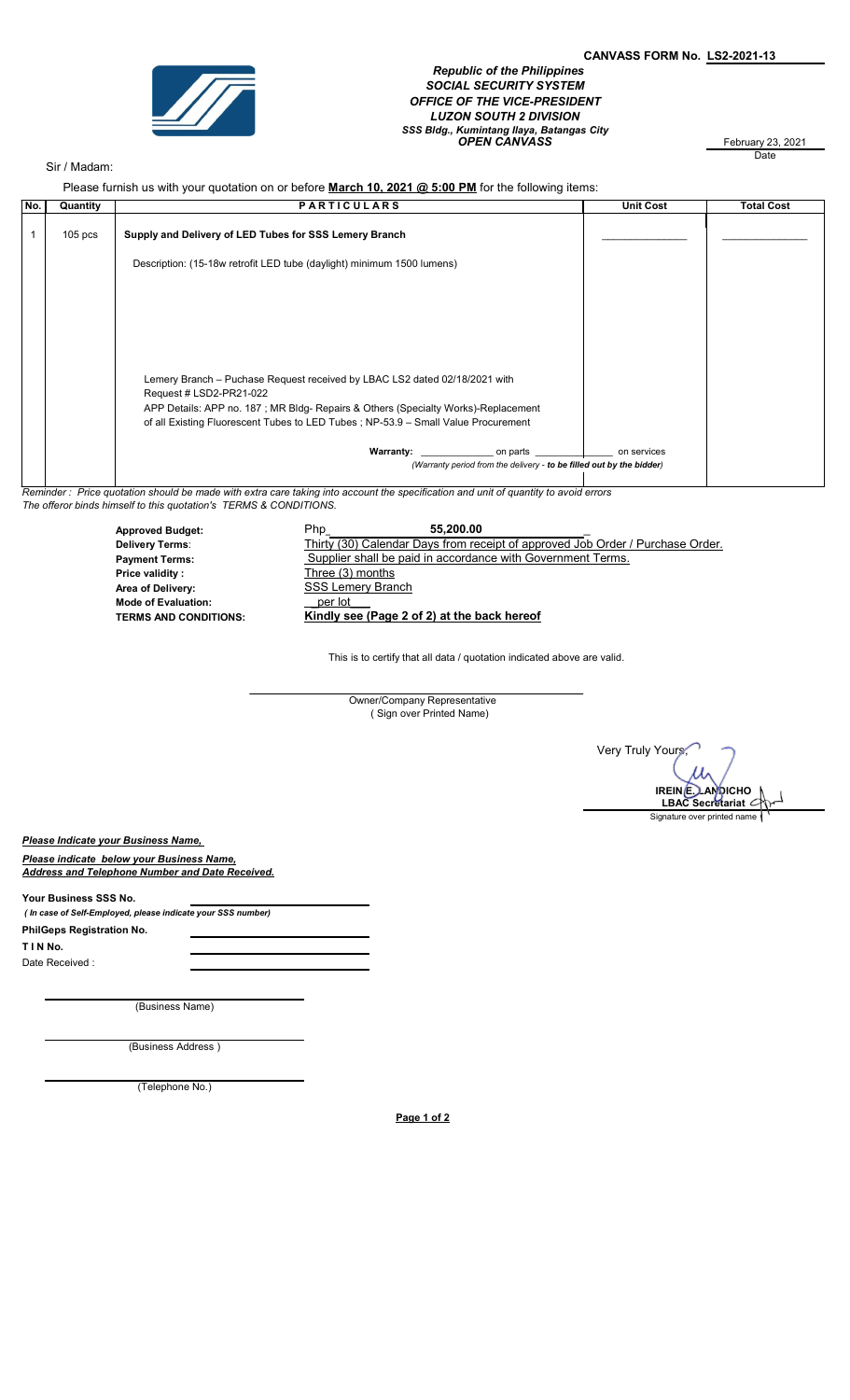**CANVASS FORM No. LS2-2021-13**

*Republic of the Philippines*
*SOCIAL SECURITY SYSTEM*
*OFFICE OF THE VICE-PRESIDENT*
*LUZON SOUTH 2 DIVISION*
*SSS Bldg., Kumintang Ilaya, Batangas City*
***OPEN CANVASS***

February 23, 2021
Date

Sir / Madam:

Please furnish us with your quotation on or before **March 10, 2021 @ 5:00 PM** for the following items:

| No. | Quantity | PARTICULARS | Unit Cost | Total Cost |
|---|---|---|---|---|
| 1 | 105 pcs | **Supply and Delivery of LED Tubes for SSS Lemery Branch**<br><br>Description: (15-18w retrofit LED tube (daylight) minimum 1500 lumens)<br><br>Lemery Branch – Puchase Request received by LBAC LS2 dated 02/18/2021 with Request # LSD2-PR21-022<br>APP Details: APP no. 187 ; MR Bldg- Repairs & Others (Specialty Works)-Replacement of all Existing Fluorescent Tubes to LED Tubes ; NP-53.9 – Small Value Procurement<br><br>**Warranty:** ____________ on parts ____________ on services<br>*(Warranty period from the delivery - **to be filled out by the bidder**)* | ____________ | ____________ |

*Reminder : Price quotation should be made with extra care taking into account the specification and unit of quantity to avoid errors*
*The offeror binds himself to this quotation's TERMS & CONDITIONS.*

**Approved Budget:** Php **55,200.00**
**Delivery Terms**: Thirty (30) Calendar Days from receipt of approved Job Order / Purchase Order.
**Payment Terms:** Supplier shall be paid in accordance with Government Terms.
**Price validity :** Three (3) months
**Area of Delivery:** SSS Lemery Branch
**Mode of Evaluation:** per lot
**TERMS AND CONDITIONS:** **Kindly see (Page 2 of 2) at the back hereof**

This is to certify that all data / quotation indicated above are valid.

_______________________________
Owner/Company Representative
( Sign over Printed Name)

Very Truly Yours,

**IREIN E. LANDICHO**
**LBAC Secretariat**
Signature over printed name

***Please Indicate your Business Name,***

***Please indicate below your Business Name, Address and Telephone Number and Date Received.***

**Your Business SSS No.** ____________
***( In case of Self-Employed, please indicate your SSS number)***

**PhilGeps Registration No.** ____________

**T I N No.** ____________

Date Received : ____________

____________
(Business Name)

____________
(Business Address )

____________
(Telephone No.)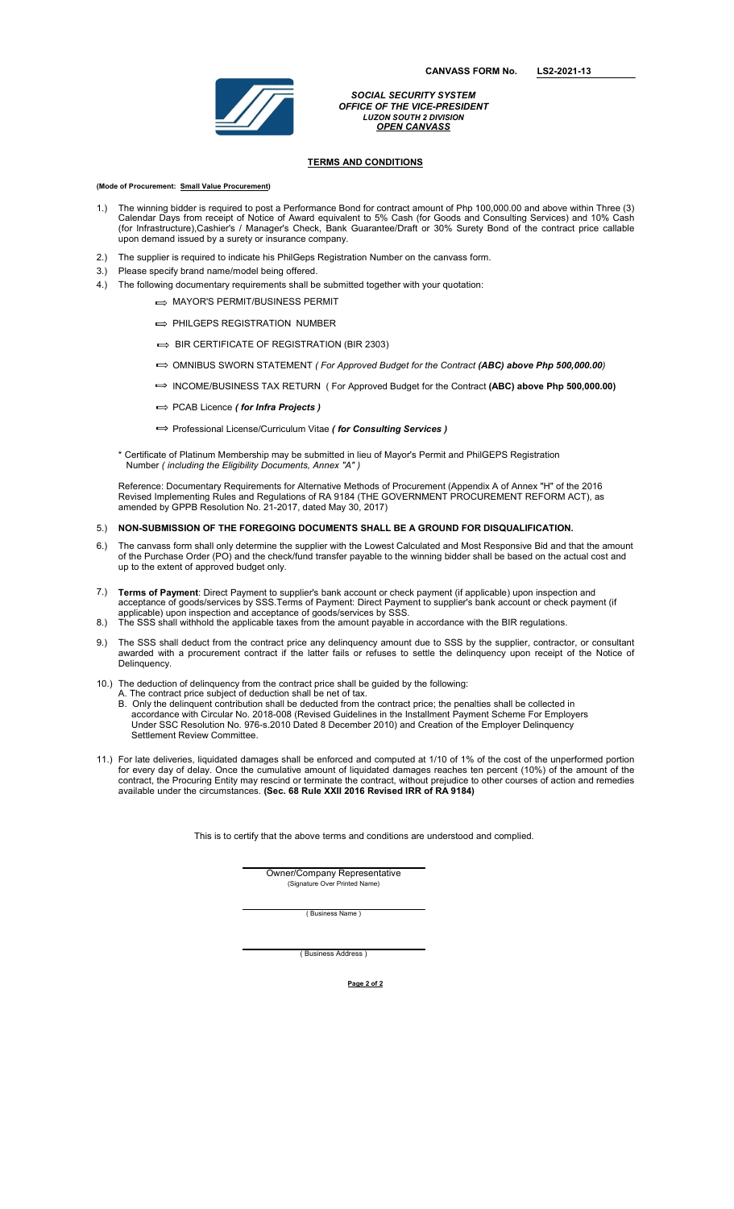**CANVASS FORM No. LS2-2021-13**

***SOCIAL SECURITY SYSTEM***
***OFFICE OF THE VICE-PRESIDENT***
***LUZON SOUTH 2 DIVISION***
***OPEN CANVASS***

## TERMS AND CONDITIONS

**(Mode of Procurement: Small Value Procurement)**

1.) The winning bidder is required to post a Performance Bond for contract amount of Php 100,000.00 and above within Three (3) Calendar Days from receipt of Notice of Award equivalent to 5% Cash (for Goods and Consulting Services) and 10% Cash (for Infrastructure),Cashier's / Manager's Check, Bank Guarantee/Draft or 30% Surety Bond of the contract price callable upon demand issued by a surety or insurance company.

2.) The supplier is required to indicate his PhilGeps Registration Number on the canvass form.

3.) Please specify brand name/model being offered.

4.) The following documentary requirements shall be submitted together with your quotation:

- ⇒ MAYOR'S PERMIT/BUSINESS PERMIT
- ⇒ PHILGEPS REGISTRATION NUMBER
- ⇒ BIR CERTIFICATE OF REGISTRATION (BIR 2303)
- ⇒ OMNIBUS SWORN STATEMENT *( For Approved Budget for the Contract **(ABC) above Php 500,000.00**)*
- ⇒ INCOME/BUSINESS TAX RETURN ( For Approved Budget for the Contract **(ABC) above Php 500,000.00)**
- ⇒ PCAB Licence ***( for Infra Projects )***
- ⇒ Professional License/Curriculum Vitae ***( for Consulting Services )***

\* Certificate of Platinum Membership may be submitted in lieu of Mayor's Permit and PhilGEPS Registration Number *( including the Eligibility Documents, Annex "A" )*

Reference: Documentary Requirements for Alternative Methods of Procurement (Appendix A of Annex "H" of the 2016 Revised Implementing Rules and Regulations of RA 9184 (THE GOVERNMENT PROCUREMENT REFORM ACT), as amended by GPPB Resolution No. 21-2017, dated May 30, 2017)

5.) **NON-SUBMISSION OF THE FOREGOING DOCUMENTS SHALL BE A GROUND FOR DISQUALIFICATION.**

6.) The canvass form shall only determine the supplier with the Lowest Calculated and Most Responsive Bid and that the amount of the Purchase Order (PO) and the check/fund transfer payable to the winning bidder shall be based on the actual cost and up to the extent of approved budget only.

7.) **Terms of Payment**: Direct Payment to supplier's bank account or check payment (if applicable) upon inspection and acceptance of goods/services by SSS.Terms of Payment: Direct Payment to supplier's bank account or check payment (if applicable) upon inspection and acceptance of goods/services by SSS.

8.) The SSS shall withhold the applicable taxes from the amount payable in accordance with the BIR regulations.

9.) The SSS shall deduct from the contract price any delinquency amount due to SSS by the supplier, contractor, or consultant awarded with a procurement contract if the latter fails or refuses to settle the delinquency upon receipt of the Notice of Delinquency.

10.) The deduction of delinquency from the contract price shall be guided by the following:
   A. The contract price subject of deduction shall be net of tax.
   B. Only the delinquent contribution shall be deducted from the contract price; the penalties shall be collected in accordance with Circular No. 2018-008 (Revised Guidelines in the Installment Payment Scheme For Employers Under SSC Resolution No. 976-s.2010 Dated 8 December 2010) and Creation of the Employer Delinquency Settlement Review Committee.

11.) For late deliveries, liquidated damages shall be enforced and computed at 1/10 of 1% of the cost of the unperformed portion for every day of delay. Once the cumulative amount of liquidated damages reaches ten percent (10%) of the amount of the contract, the Procuring Entity may rescind or terminate the contract, without prejudice to other courses of action and remedies available under the circumstances. **(Sec. 68 Rule XXII 2016 Revised IRR of RA 9184)**

This is to certify that the above terms and conditions are understood and complied.

\_\_\_\_\_\_\_\_\_\_\_\_\_\_\_\_\_\_\_\_\_\_\_\_\_\_\_\_\_\_
Owner/Company Representative
(Signature Over Printed Name)

\_\_\_\_\_\_\_\_\_\_\_\_\_\_\_\_\_\_\_\_\_\_\_\_\_\_\_\_\_\_
( Business Name )

\_\_\_\_\_\_\_\_\_\_\_\_\_\_\_\_\_\_\_\_\_\_\_\_\_\_\_\_\_\_
( Business Address )